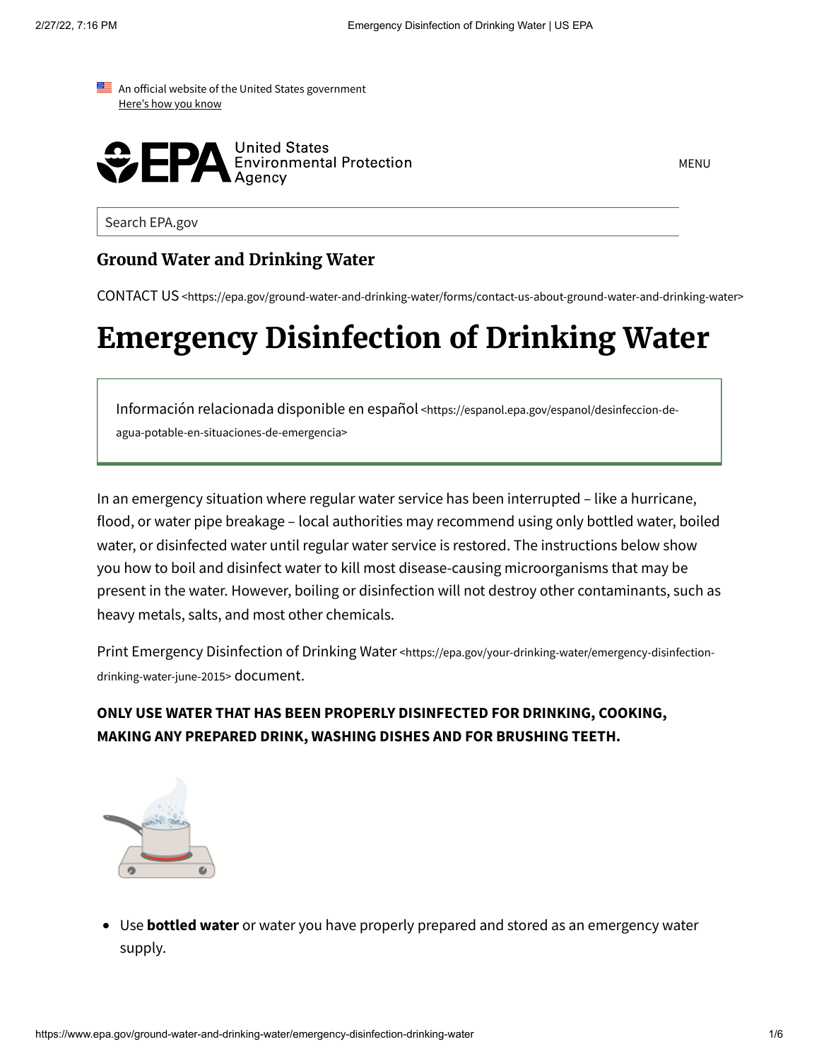An official website of the United States government
Here's how you know

United States Environmental Protection Agency

MENU

Search EPA.gov

## Ground Water and Drinking Water

CONTACT US <https://epa.gov/ground-water-and-drinking-water/forms/contact-us-about-ground-water-and-drinking-water>

# Emergency Disinfection of Drinking Water

Información relacionada disponible en español <https://espanol.epa.gov/espanol/desinfeccion-de-agua-potable-en-situaciones-de-emergencia>

In an emergency situation where regular water service has been interrupted – like a hurricane, flood, or water pipe breakage – local authorities may recommend using only bottled water, boiled water, or disinfected water until regular water service is restored. The instructions below show you how to boil and disinfect water to kill most disease-causing microorganisms that may be present in the water. However, boiling or disinfection will not destroy other contaminants, such as heavy metals, salts, and most other chemicals.

Print Emergency Disinfection of Drinking Water <https://epa.gov/your-drinking-water/emergency-disinfection-drinking-water-june-2015> document.

**ONLY USE WATER THAT HAS BEEN PROPERLY DISINFECTED FOR DRINKING, COOKING, MAKING ANY PREPARED DRINK, WASHING DISHES AND FOR BRUSHING TEETH.**

- Use **bottled water** or water you have properly prepared and stored as an emergency water supply.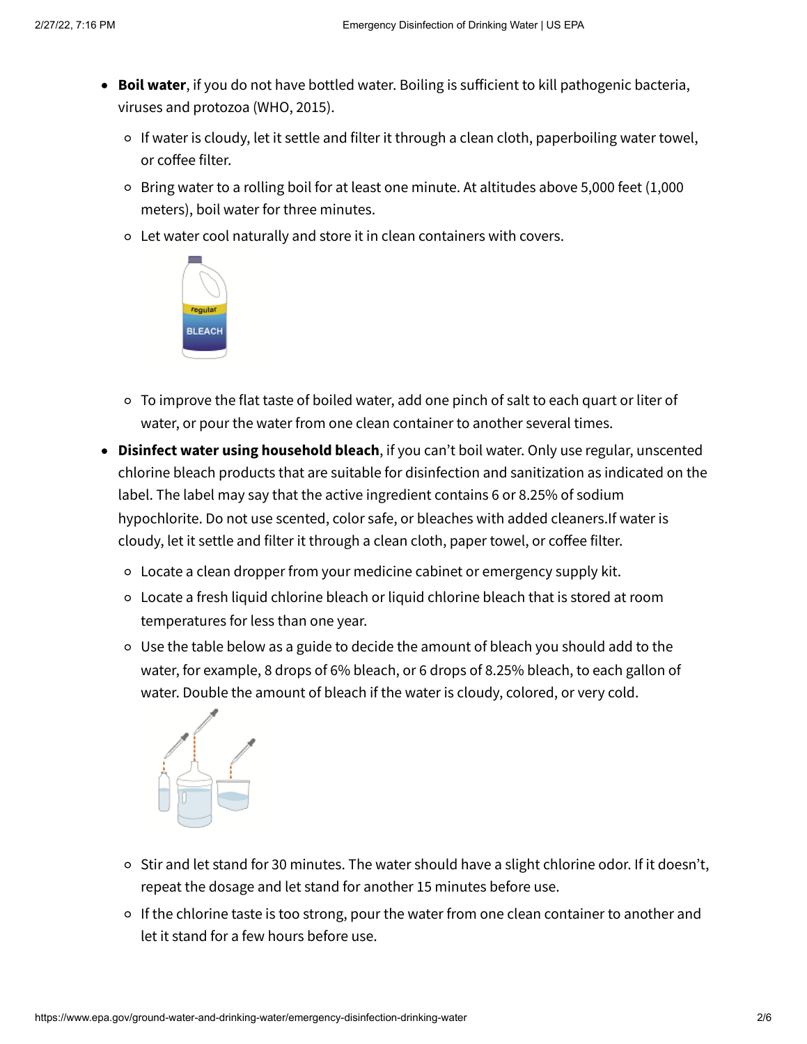- **Boil water**, if you do not have bottled water. Boiling is sufficient to kill pathogenic bacteria, viruses and protozoa (WHO, 2015).
  - If water is cloudy, let it settle and filter it through a clean cloth, paperboiling water towel, or coffee filter.
  - Bring water to a rolling boil for at least one minute. At altitudes above 5,000 feet (1,000 meters), boil water for three minutes.
  - Let water cool naturally and store it in clean containers with covers.
  - To improve the flat taste of boiled water, add one pinch of salt to each quart or liter of water, or pour the water from one clean container to another several times.
- **Disinfect water using household bleach**, if you can't boil water. Only use regular, unscented chlorine bleach products that are suitable for disinfection and sanitization as indicated on the label. The label may say that the active ingredient contains 6 or 8.25% of sodium hypochlorite. Do not use scented, color safe, or bleaches with added cleaners.If water is cloudy, let it settle and filter it through a clean cloth, paper towel, or coffee filter.
  - Locate a clean dropper from your medicine cabinet or emergency supply kit.
  - Locate a fresh liquid chlorine bleach or liquid chlorine bleach that is stored at room temperatures for less than one year.
  - Use the table below as a guide to decide the amount of bleach you should add to the water, for example, 8 drops of 6% bleach, or 6 drops of 8.25% bleach, to each gallon of water. Double the amount of bleach if the water is cloudy, colored, or very cold.
  - Stir and let stand for 30 minutes. The water should have a slight chlorine odor. If it doesn't, repeat the dosage and let stand for another 15 minutes before use.
  - If the chlorine taste is too strong, pour the water from one clean container to another and let it stand for a few hours before use.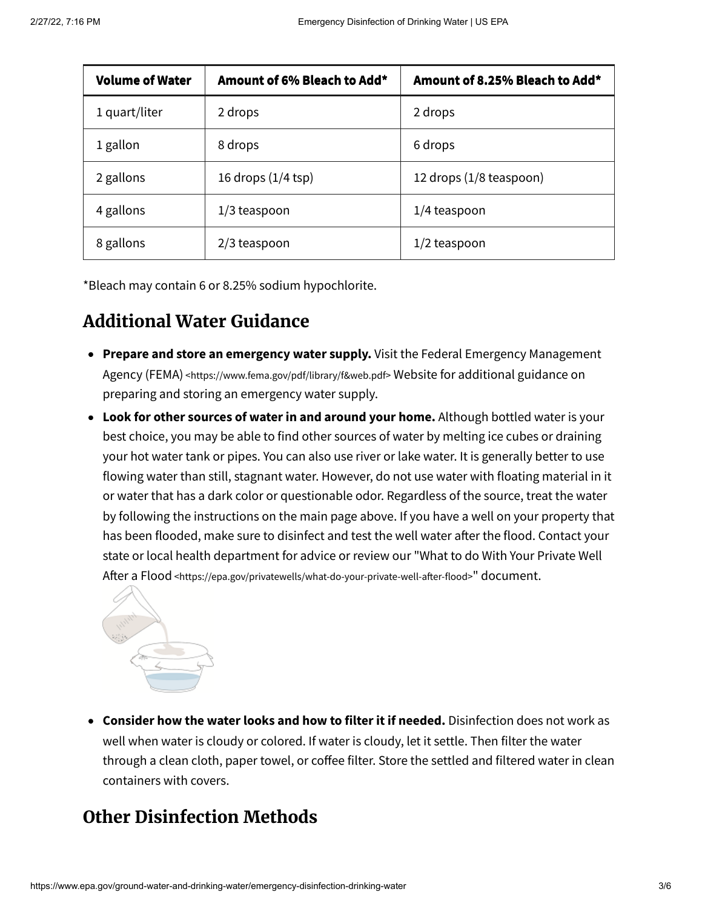| Volume of Water | Amount of 6% Bleach to Add* | Amount of 8.25% Bleach to Add* |
|---|---|---|
| 1 quart/liter | 2 drops | 2 drops |
| 1 gallon | 8 drops | 6 drops |
| 2 gallons | 16 drops (1/4 tsp) | 12 drops (1/8 teaspoon) |
| 4 gallons | 1/3 teaspoon | 1/4 teaspoon |
| 8 gallons | 2/3 teaspoon | 1/2 teaspoon |

*Bleach may contain 6 or 8.25% sodium hypochlorite.

## Additional Water Guidance

- **Prepare and store an emergency water supply.** Visit the Federal Emergency Management Agency (FEMA) <https://www.fema.gov/pdf/library/f&web.pdf> Website for additional guidance on preparing and storing an emergency water supply.
- **Look for other sources of water in and around your home.** Although bottled water is your best choice, you may be able to find other sources of water by melting ice cubes or draining your hot water tank or pipes. You can also use river or lake water. It is generally better to use flowing water than still, stagnant water. However, do not use water with floating material in it or water that has a dark color or questionable odor. Regardless of the source, treat the water by following the instructions on the main page above. If you have a well on your property that has been flooded, make sure to disinfect and test the well water after the flood. Contact your state or local health department for advice or review our "What to do With Your Private Well After a Flood <https://epa.gov/privatewells/what-do-your-private-well-after-flood>" document.
- **Consider how the water looks and how to filter it if needed.** Disinfection does not work as well when water is cloudy or colored. If water is cloudy, let it settle. Then filter the water through a clean cloth, paper towel, or coffee filter. Store the settled and filtered water in clean containers with covers.

## Other Disinfection Methods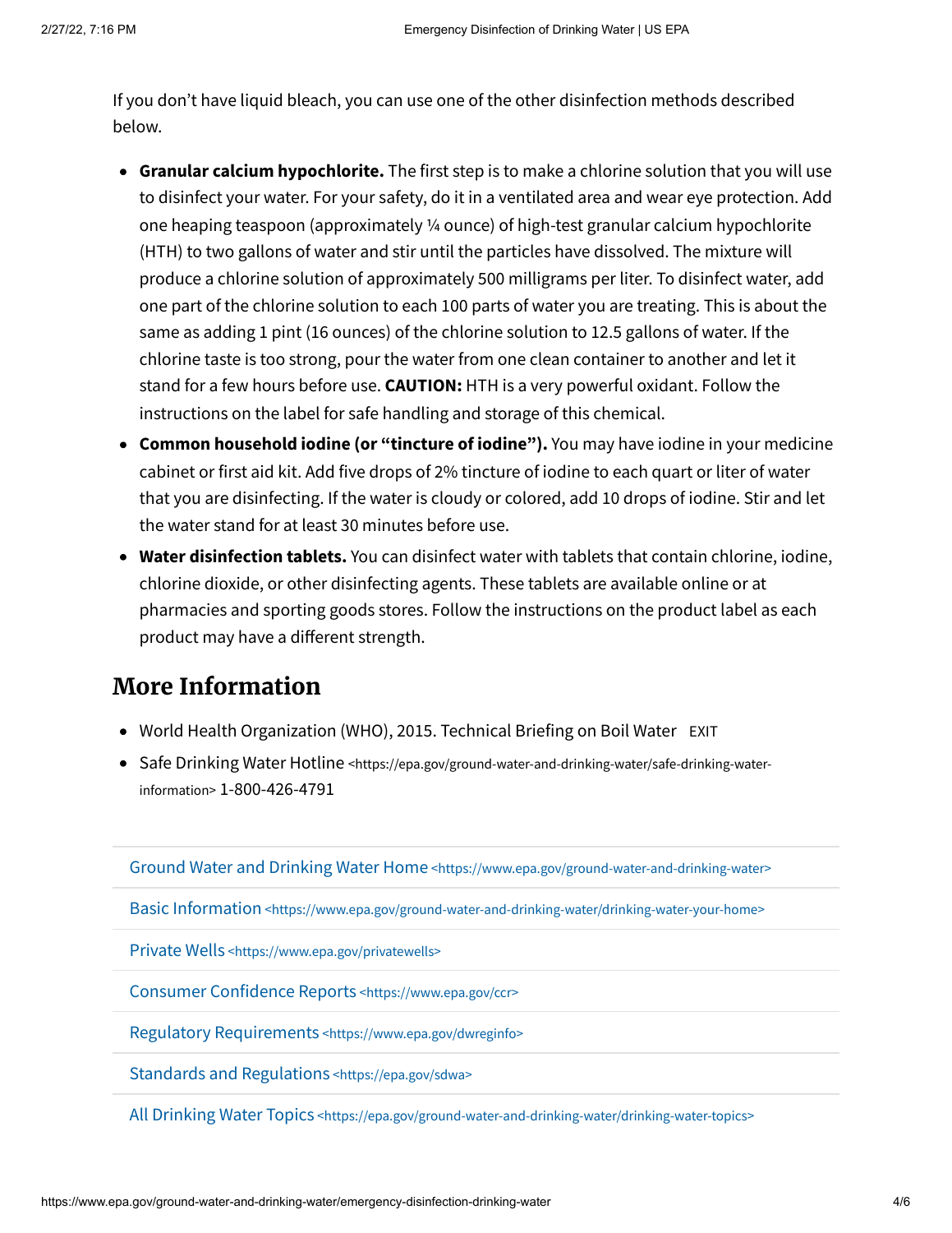If you don't have liquid bleach, you can use one of the other disinfection methods described below.

- **Granular calcium hypochlorite.** The first step is to make a chlorine solution that you will use to disinfect your water. For your safety, do it in a ventilated area and wear eye protection. Add one heaping teaspoon (approximately ¼ ounce) of high-test granular calcium hypochlorite (HTH) to two gallons of water and stir until the particles have dissolved. The mixture will produce a chlorine solution of approximately 500 milligrams per liter. To disinfect water, add one part of the chlorine solution to each 100 parts of water you are treating. This is about the same as adding 1 pint (16 ounces) of the chlorine solution to 12.5 gallons of water. If the chlorine taste is too strong, pour the water from one clean container to another and let it stand for a few hours before use. **CAUTION:** HTH is a very powerful oxidant. Follow the instructions on the label for safe handling and storage of this chemical.
- **Common household iodine (or "tincture of iodine").** You may have iodine in your medicine cabinet or first aid kit. Add five drops of 2% tincture of iodine to each quart or liter of water that you are disinfecting. If the water is cloudy or colored, add 10 drops of iodine. Stir and let the water stand for at least 30 minutes before use.
- **Water disinfection tablets.** You can disinfect water with tablets that contain chlorine, iodine, chlorine dioxide, or other disinfecting agents. These tablets are available online or at pharmacies and sporting goods stores. Follow the instructions on the product label as each product may have a different strength.

## More Information

- World Health Organization (WHO), 2015. Technical Briefing on Boil Water EXIT
- Safe Drinking Water Hotline <https://epa.gov/ground-water-and-drinking-water/safe-drinking-water-information> 1-800-426-4791

---

Ground Water and Drinking Water Home <https://www.epa.gov/ground-water-and-drinking-water>

Basic Information <https://www.epa.gov/ground-water-and-drinking-water/drinking-water-your-home>

Private Wells <https://www.epa.gov/privatewells>

Consumer Confidence Reports <https://www.epa.gov/ccr>

Regulatory Requirements <https://www.epa.gov/dwreginfo>

Standards and Regulations <https://epa.gov/sdwa>

All Drinking Water Topics <https://epa.gov/ground-water-and-drinking-water/drinking-water-topics>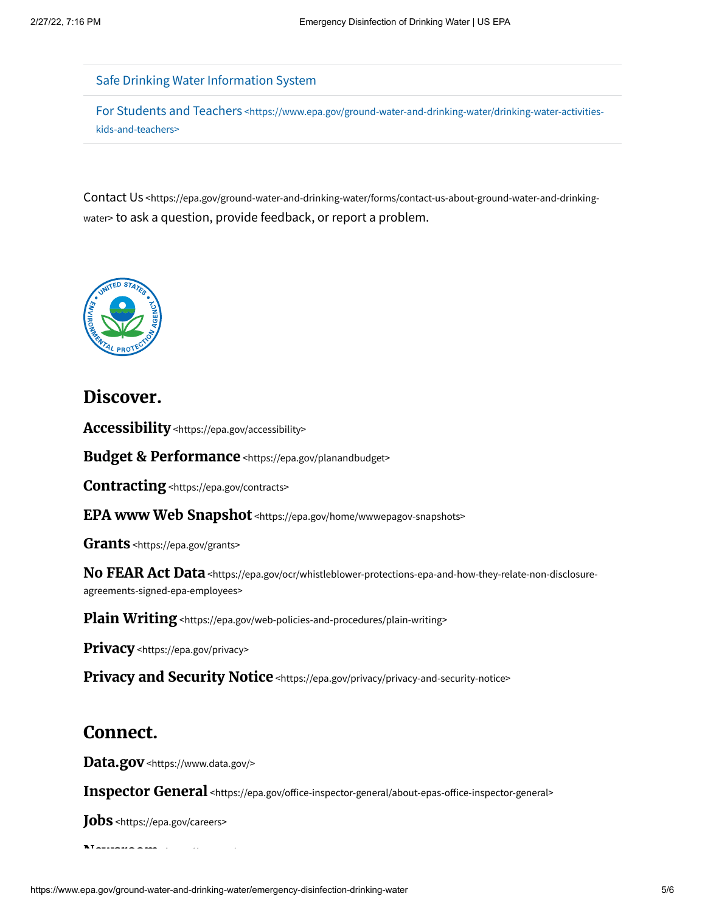Safe Drinking Water Information System

For Students and Teachers <https://www.epa.gov/ground-water-and-drinking-water/drinking-water-activities-kids-and-teachers>

Contact Us <https://epa.gov/ground-water-and-drinking-water/forms/contact-us-about-ground-water-and-drinking-water> to ask a question, provide feedback, or report a problem.

## Discover.

**Accessibility** <https://epa.gov/accessibility>

**Budget & Performance** <https://epa.gov/planandbudget>

**Contracting** <https://epa.gov/contracts>

**EPA www Web Snapshot** <https://epa.gov/home/wwwepagov-snapshots>

**Grants** <https://epa.gov/grants>

**No FEAR Act Data** <https://epa.gov/ocr/whistleblower-protections-epa-and-how-they-relate-non-disclosure-agreements-signed-epa-employees>

**Plain Writing** <https://epa.gov/web-policies-and-procedures/plain-writing>

**Privacy** <https://epa.gov/privacy>

**Privacy and Security Notice** <https://epa.gov/privacy/privacy-and-security-notice>

## Connect.

**Data.gov** <https://www.data.gov/>

**Inspector General** <https://epa.gov/office-inspector-general/about-epas-office-inspector-general>

**Jobs** <https://epa.gov/careers>

**Newsroom**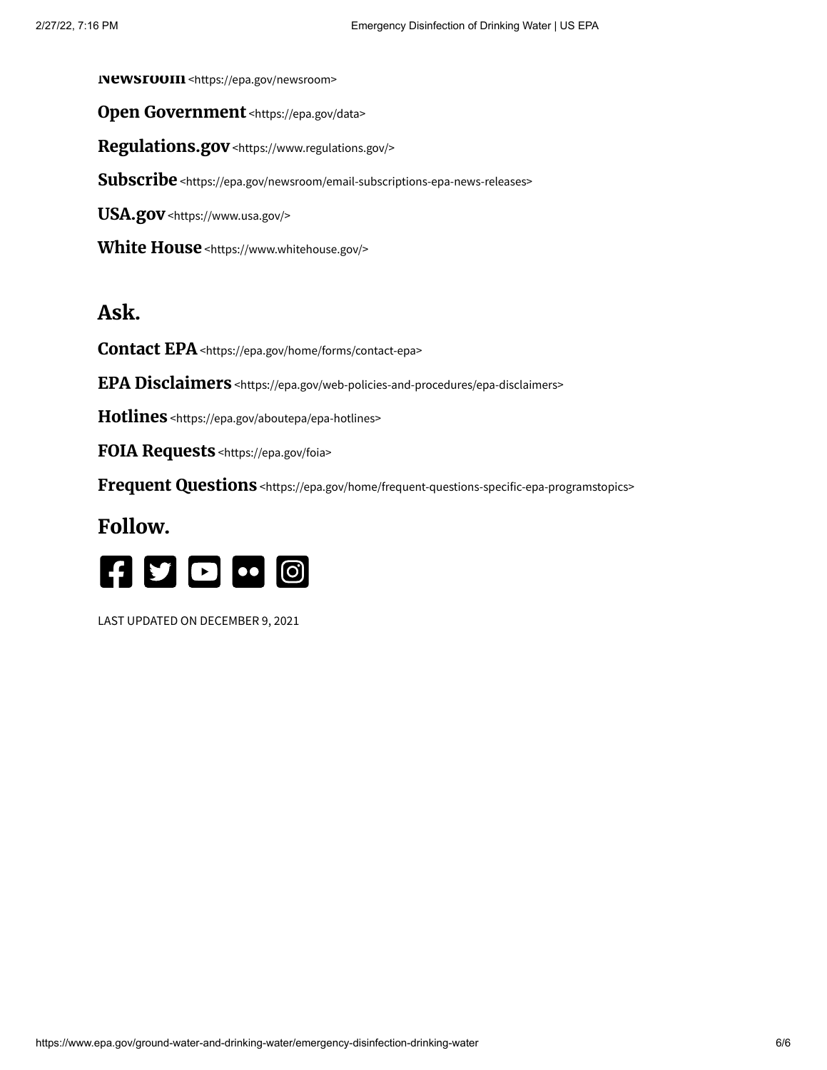**Newsroom** <https://epa.gov/newsroom>

**Open Government** <https://epa.gov/data>

**Regulations.gov** <https://www.regulations.gov/>

**Subscribe** <https://epa.gov/newsroom/email-subscriptions-epa-news-releases>

**USA.gov** <https://www.usa.gov/>

**White House** <https://www.whitehouse.gov/>

## Ask.

**Contact EPA** <https://epa.gov/home/forms/contact-epa>

**EPA Disclaimers** <https://epa.gov/web-policies-and-procedures/epa-disclaimers>

**Hotlines** <https://epa.gov/aboutepa/epa-hotlines>

**FOIA Requests** <https://epa.gov/foia>

**Frequent Questions** <https://epa.gov/home/frequent-questions-specific-epa-programstopics>

## Follow.

LAST UPDATED ON DECEMBER 9, 2021